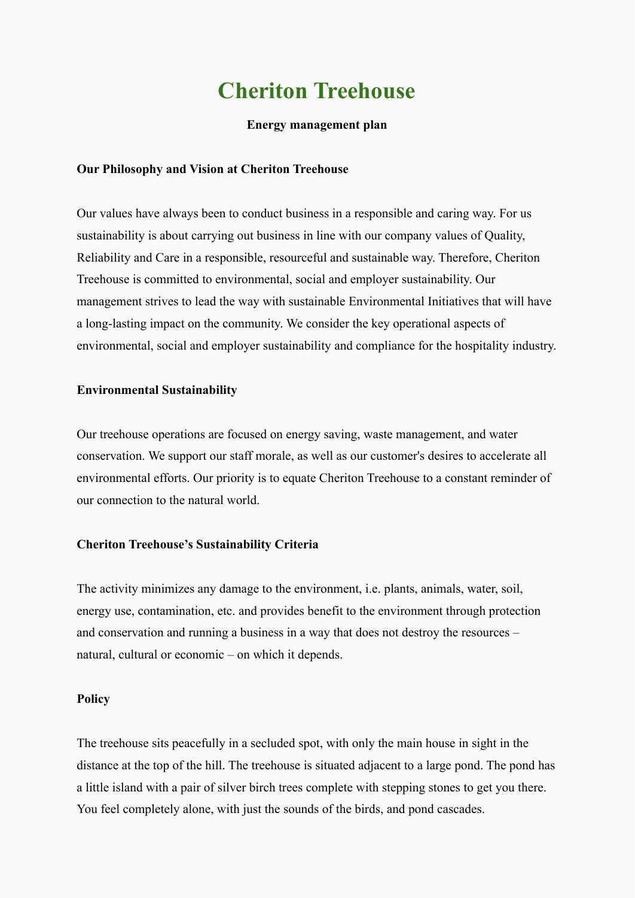# Cheriton Treehouse

**Energy management plan**

### Our Philosophy and Vision at Cheriton Treehouse

Our values have always been to conduct business in a responsible and caring way. For us sustainability is about carrying out business in line with our company values of Quality, Reliability and Care in a responsible, resourceful and sustainable way. Therefore, Cheriton Treehouse is committed to environmental, social and employer sustainability. Our management strives to lead the way with sustainable Environmental Initiatives that will have a long-lasting impact on the community. We consider the key operational aspects of environmental, social and employer sustainability and compliance for the hospitality industry.

### Environmental Sustainability

Our treehouse operations are focused on energy saving, waste management, and water conservation. We support our staff morale, as well as our customer's desires to accelerate all environmental efforts. Our priority is to equate Cheriton Treehouse to a constant reminder of our connection to the natural world.

### Cheriton Treehouse's Sustainability Criteria

The activity minimizes any damage to the environment, i.e. plants, animals, water, soil, energy use, contamination, etc. and provides benefit to the environment through protection and conservation and running a business in a way that does not destroy the resources – natural, cultural or economic – on which it depends.

### Policy

The treehouse sits peacefully in a secluded spot, with only the main house in sight in the distance at the top of the hill. The treehouse is situated adjacent to a large pond. The pond has a little island with a pair of silver birch trees complete with stepping stones to get you there. You feel completely alone, with just the sounds of the birds, and pond cascades.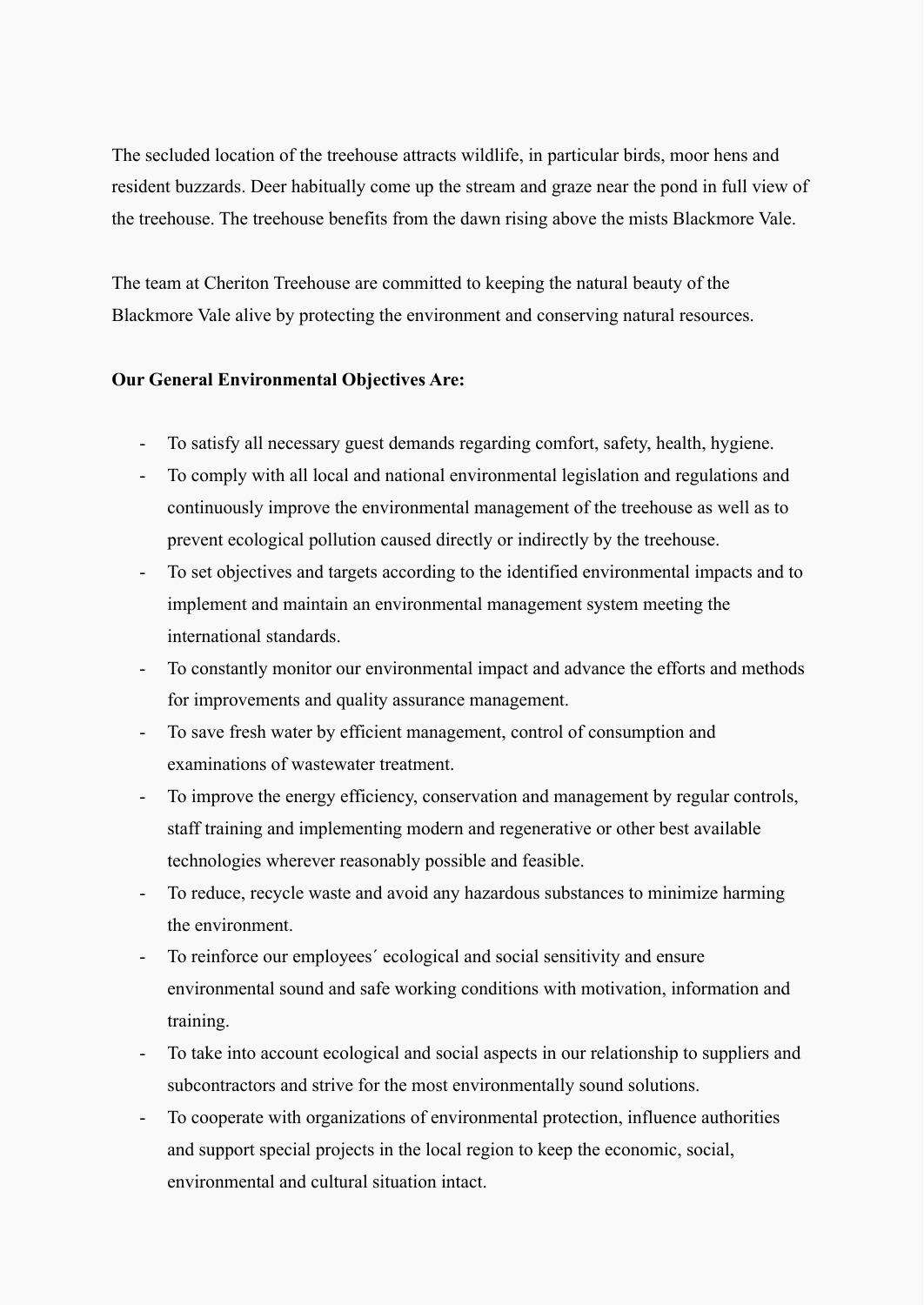The secluded location of the treehouse attracts wildlife, in particular birds, moor hens and resident buzzards. Deer habitually come up the stream and graze near the pond in full view of the treehouse. The treehouse benefits from the dawn rising above the mists Blackmore Vale.

The team at Cheriton Treehouse are committed to keeping the natural beauty of the Blackmore Vale alive by protecting the environment and conserving natural resources.

**Our General Environmental Objectives Are:**

- To satisfy all necessary guest demands regarding comfort, safety, health, hygiene.
- To comply with all local and national environmental legislation and regulations and continuously improve the environmental management of the treehouse as well as to prevent ecological pollution caused directly or indirectly by the treehouse.
- To set objectives and targets according to the identified environmental impacts and to implement and maintain an environmental management system meeting the international standards.
- To constantly monitor our environmental impact and advance the efforts and methods for improvements and quality assurance management.
- To save fresh water by efficient management, control of consumption and examinations of wastewater treatment.
- To improve the energy efficiency, conservation and management by regular controls, staff training and implementing modern and regenerative or other best available technologies wherever reasonably possible and feasible.
- To reduce, recycle waste and avoid any hazardous substances to minimize harming the environment.
- To reinforce our employees´ ecological and social sensitivity and ensure environmental sound and safe working conditions with motivation, information and training.
- To take into account ecological and social aspects in our relationship to suppliers and subcontractors and strive for the most environmentally sound solutions.
- To cooperate with organizations of environmental protection, influence authorities and support special projects in the local region to keep the economic, social, environmental and cultural situation intact.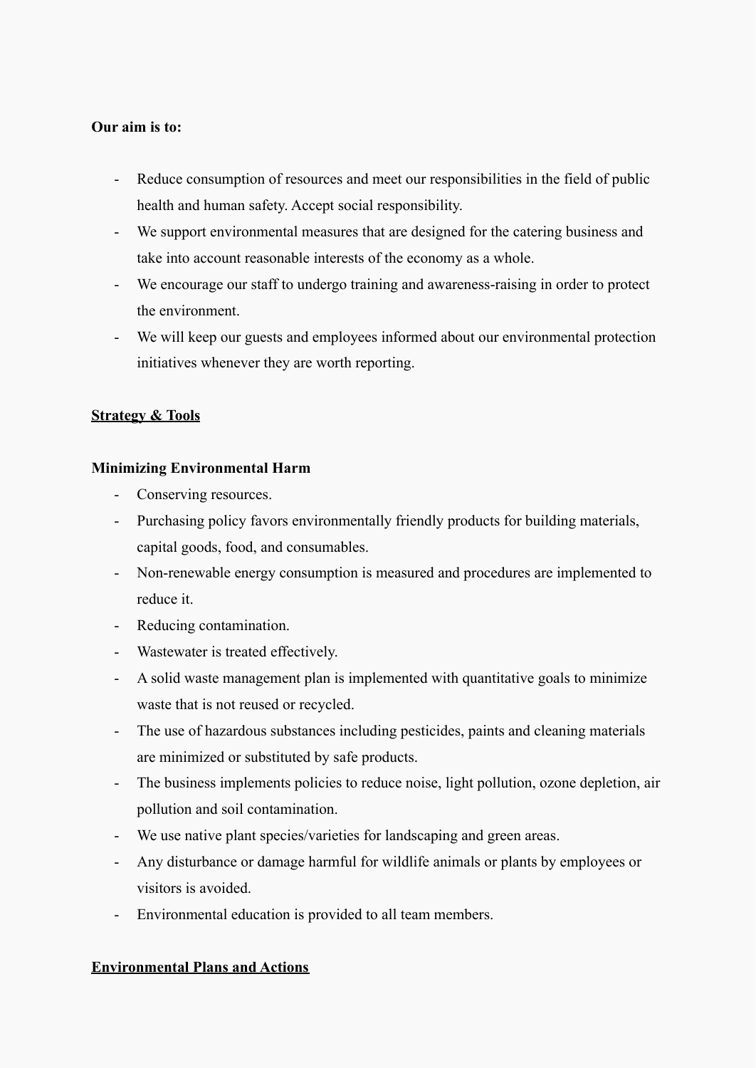**Our aim is to:**

- Reduce consumption of resources and meet our responsibilities in the field of public health and human safety. Accept social responsibility.
- We support environmental measures that are designed for the catering business and take into account reasonable interests of the economy as a whole.
- We encourage our staff to undergo training and awareness-raising in order to protect the environment.
- We will keep our guests and employees informed about our environmental protection initiatives whenever they are worth reporting.

## Strategy & Tools

### Minimizing Environmental Harm

- Conserving resources.
- Purchasing policy favors environmentally friendly products for building materials, capital goods, food, and consumables.
- Non-renewable energy consumption is measured and procedures are implemented to reduce it.
- Reducing contamination.
- Wastewater is treated effectively.
- A solid waste management plan is implemented with quantitative goals to minimize waste that is not reused or recycled.
- The use of hazardous substances including pesticides, paints and cleaning materials are minimized or substituted by safe products.
- The business implements policies to reduce noise, light pollution, ozone depletion, air pollution and soil contamination.
- We use native plant species/varieties for landscaping and green areas.
- Any disturbance or damage harmful for wildlife animals or plants by employees or visitors is avoided.
- Environmental education is provided to all team members.

## Environmental Plans and Actions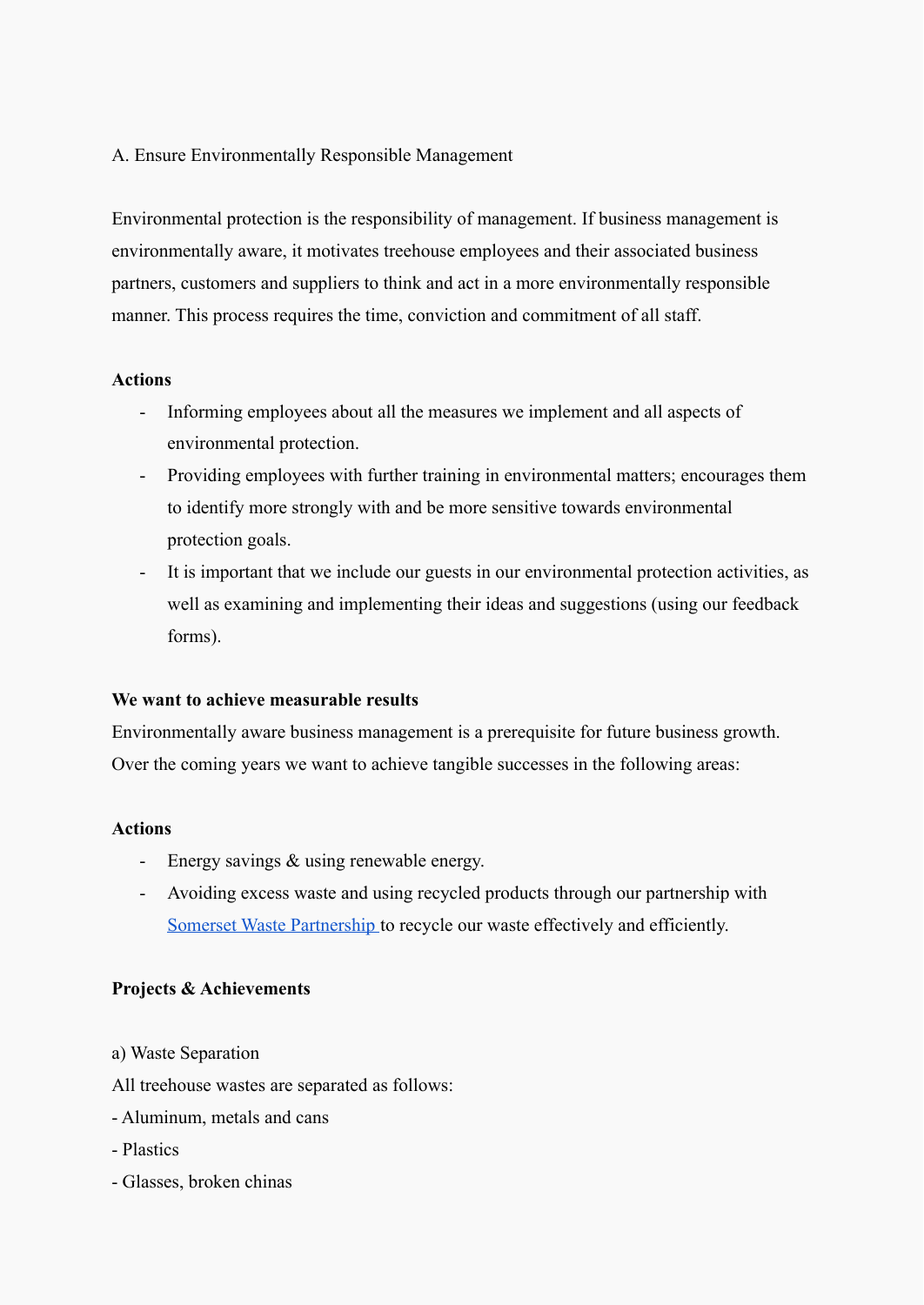A. Ensure Environmentally Responsible Management

Environmental protection is the responsibility of management. If business management is environmentally aware, it motivates treehouse employees and their associated business partners, customers and suppliers to think and act in a more environmentally responsible manner. This process requires the time, conviction and commitment of all staff.

**Actions**

- Informing employees about all the measures we implement and all aspects of environmental protection.
- Providing employees with further training in environmental matters; encourages them to identify more strongly with and be more sensitive towards environmental protection goals.
- It is important that we include our guests in our environmental protection activities, as well as examining and implementing their ideas and suggestions (using our feedback forms).

**We want to achieve measurable results**

Environmentally aware business management is a prerequisite for future business growth. Over the coming years we want to achieve tangible successes in the following areas:

**Actions**

- Energy savings & using renewable energy.
- Avoiding excess waste and using recycled products through our partnership with Somerset Waste Partnership to recycle our waste effectively and efficiently.

**Projects & Achievements**

a) Waste Separation

All treehouse wastes are separated as follows:

- Aluminum, metals and cans
- Plastics
- Glasses, broken chinas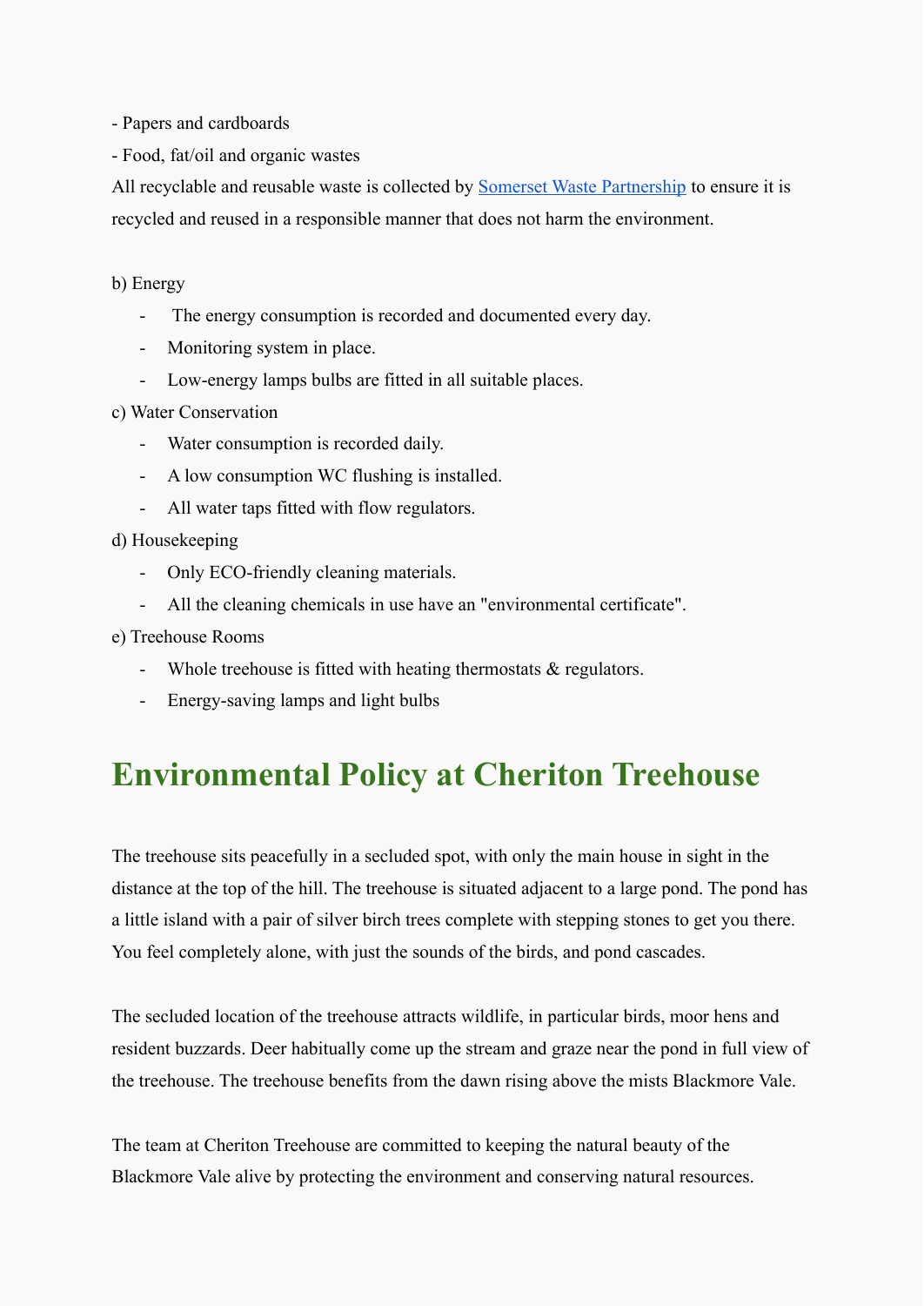- Papers and cardboards
- Food, fat/oil and organic wastes

All recyclable and reusable waste is collected by [Somerset Waste Partnership] to ensure it is recycled and reused in a responsible manner that does not harm the environment.

b) Energy

- The energy consumption is recorded and documented every day.
- Monitoring system in place.
- Low-energy lamps bulbs are fitted in all suitable places.

c) Water Conservation

- Water consumption is recorded daily.
- A low consumption WC flushing is installed.
- All water taps fitted with flow regulators.

d) Housekeeping

- Only ECO-friendly cleaning materials.
- All the cleaning chemicals in use have an "environmental certificate".

e) Treehouse Rooms

- Whole treehouse is fitted with heating thermostats & regulators.
- Energy-saving lamps and light bulbs

# Environmental Policy at Cheriton Treehouse

The treehouse sits peacefully in a secluded spot, with only the main house in sight in the distance at the top of the hill. The treehouse is situated adjacent to a large pond. The pond has a little island with a pair of silver birch trees complete with stepping stones to get you there. You feel completely alone, with just the sounds of the birds, and pond cascades.

The secluded location of the treehouse attracts wildlife, in particular birds, moor hens and resident buzzards. Deer habitually come up the stream and graze near the pond in full view of the treehouse. The treehouse benefits from the dawn rising above the mists Blackmore Vale.

The team at Cheriton Treehouse are committed to keeping the natural beauty of the Blackmore Vale alive by protecting the environment and conserving natural resources.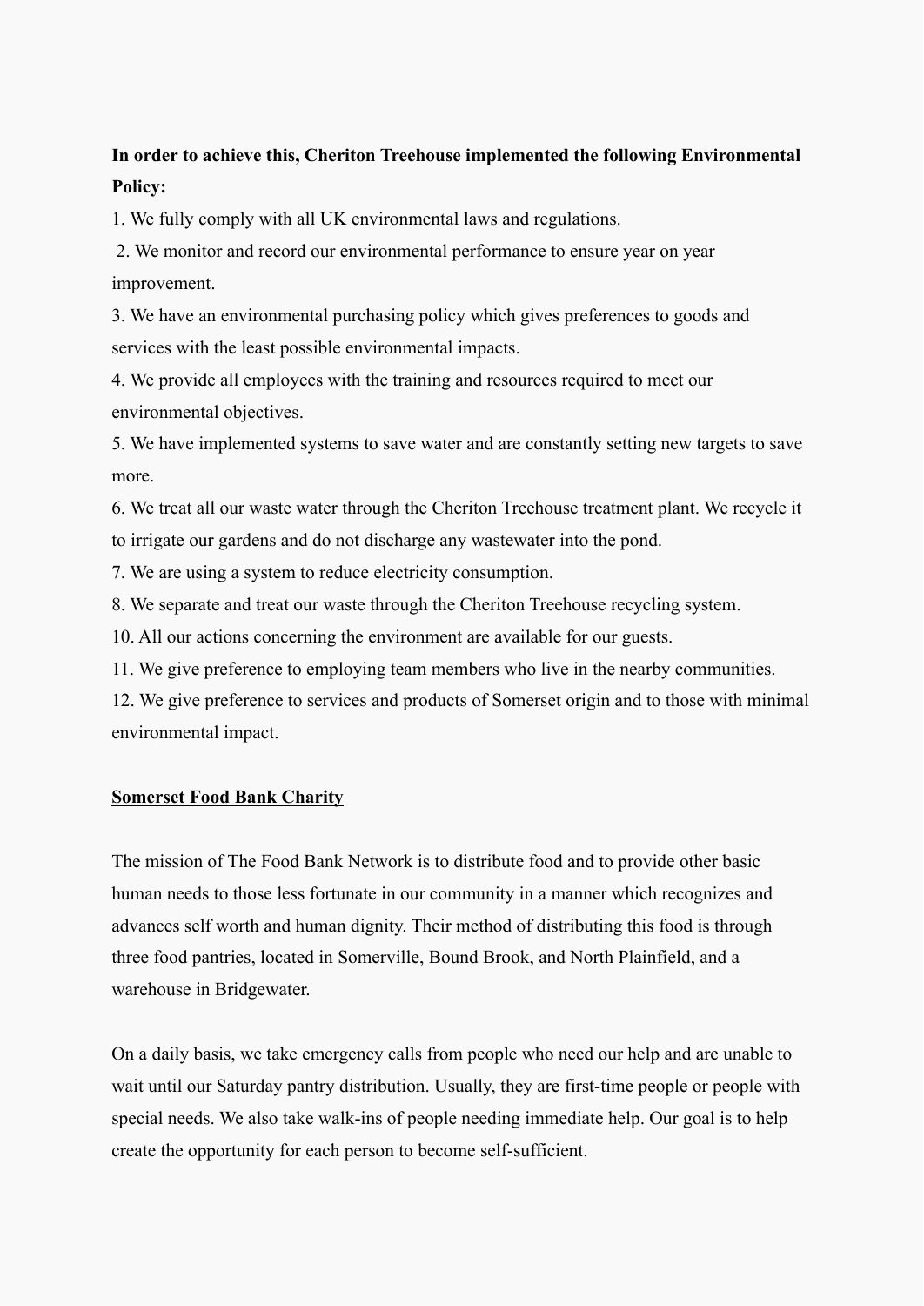**In order to achieve this, Cheriton Treehouse implemented the following Environmental Policy:**

1. We fully comply with all UK environmental laws and regulations.
2. We monitor and record our environmental performance to ensure year on year improvement.
3. We have an environmental purchasing policy which gives preferences to goods and services with the least possible environmental impacts.
4. We provide all employees with the training and resources required to meet our environmental objectives.
5. We have implemented systems to save water and are constantly setting new targets to save more.
6. We treat all our waste water through the Cheriton Treehouse treatment plant. We recycle it to irrigate our gardens and do not discharge any wastewater into the pond.
7. We are using a system to reduce electricity consumption.
8. We separate and treat our waste through the Cheriton Treehouse recycling system.

10. All our actions concerning the environment are available for our guests.
11. We give preference to employing team members who live in the nearby communities.
12. We give preference to services and products of Somerset origin and to those with minimal environmental impact.

**<u>Somerset Food Bank Charity</u>**

The mission of The Food Bank Network is to distribute food and to provide other basic human needs to those less fortunate in our community in a manner which recognizes and advances self worth and human dignity. Their method of distributing this food is through three food pantries, located in Somerville, Bound Brook, and North Plainfield, and a warehouse in Bridgewater.

On a daily basis, we take emergency calls from people who need our help and are unable to wait until our Saturday pantry distribution. Usually, they are first-time people or people with special needs. We also take walk-ins of people needing immediate help. Our goal is to help create the opportunity for each person to become self-sufficient.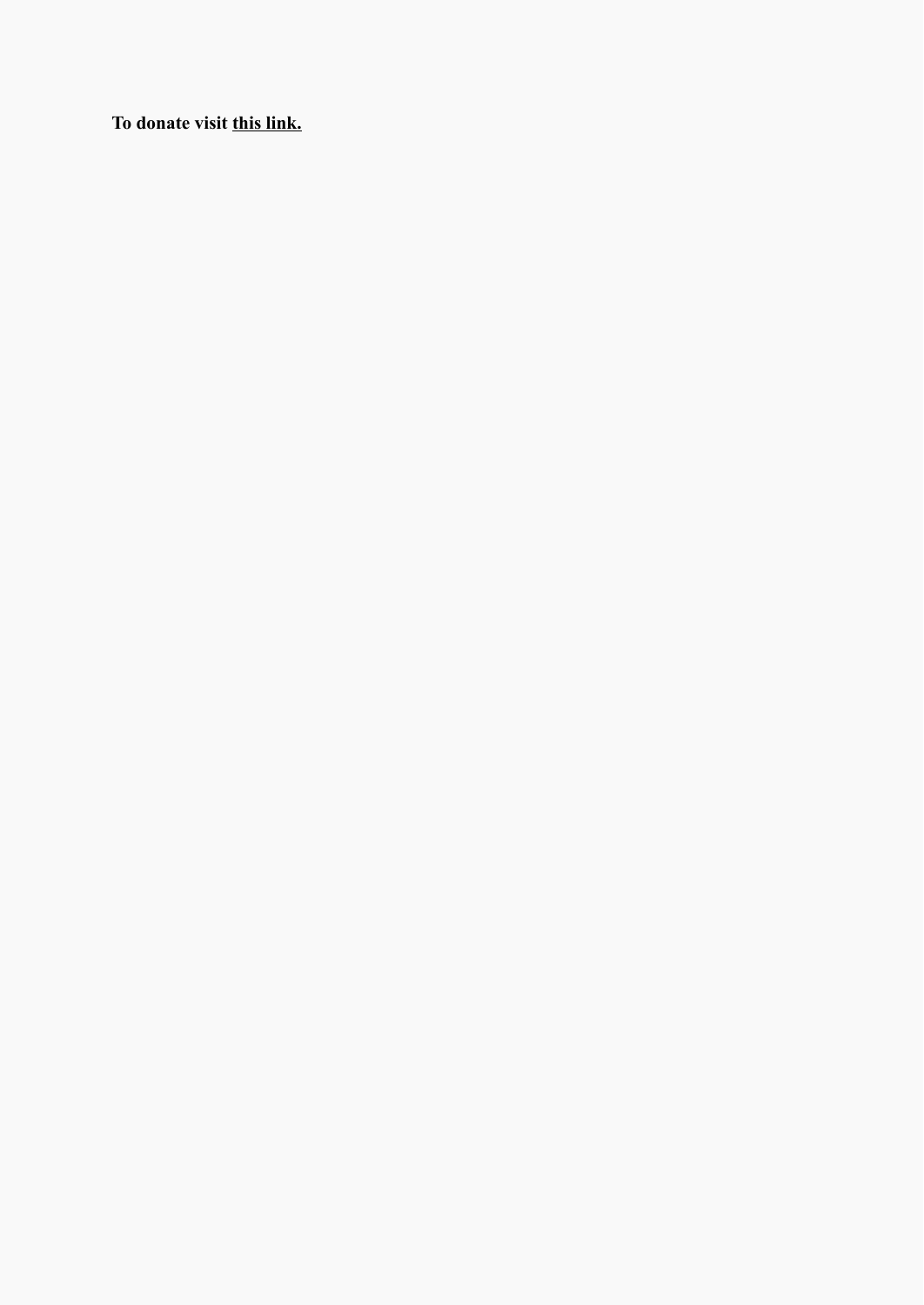**To donate visit this link.**